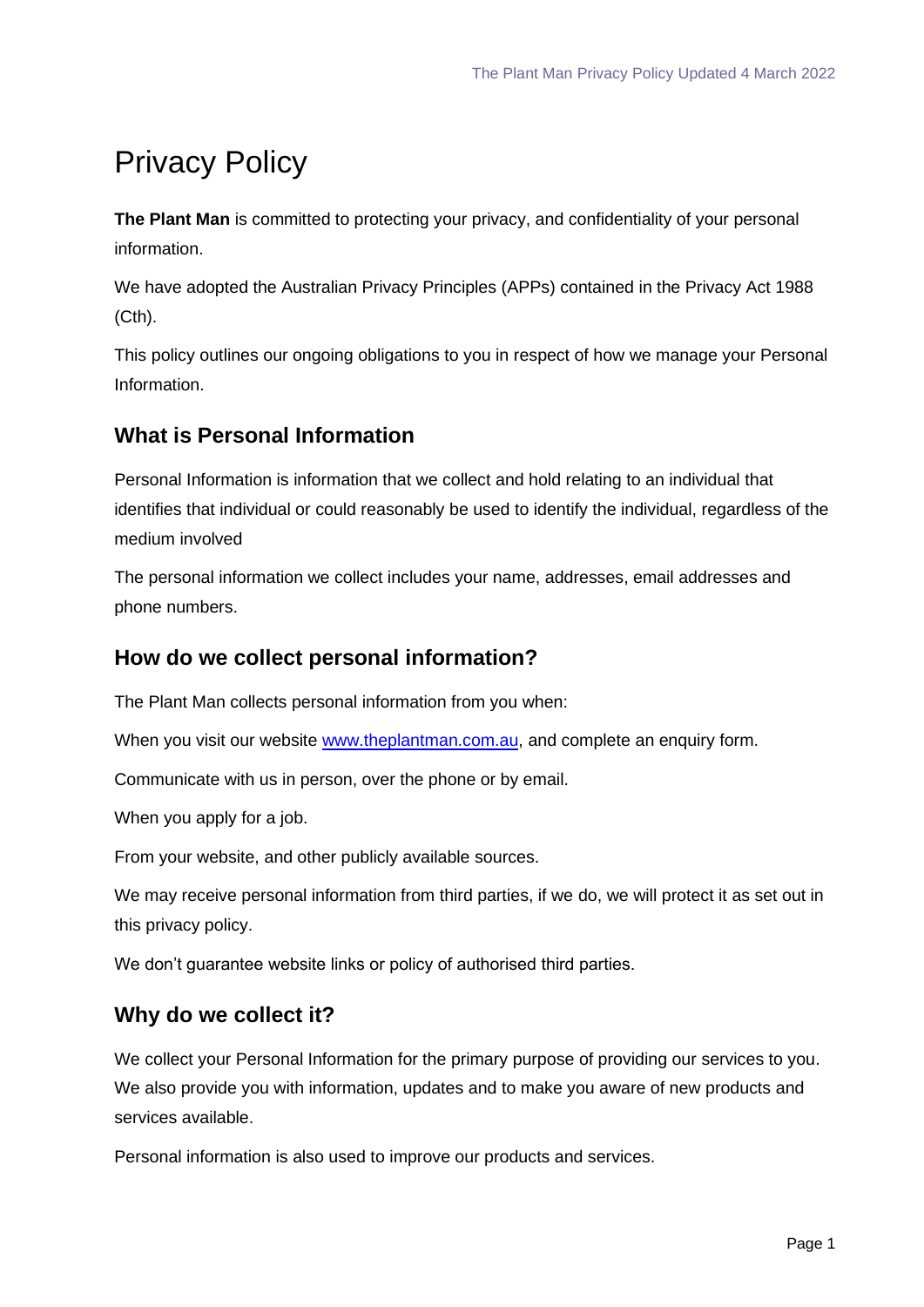# Privacy Policy

**The Plant Man** is committed to protecting your privacy, and confidentiality of your personal information.

We have adopted the Australian Privacy Principles (APPs) contained in the Privacy Act 1988 (Cth).

This policy outlines our ongoing obligations to you in respect of how we manage your Personal Information.

## What is Personal Information

Personal Information is information that we collect and hold relating to an individual that identifies that individual or could reasonably be used to identify the individual, regardless of the medium involved

The personal information we collect includes your name, addresses, email addresses and phone numbers.

## How do we collect personal information?

The Plant Man collects personal information from you when:

When you visit our website [www.theplantman.com.au](http://www.theplantman.com.au), and complete an enquiry form.

Communicate with us in person, over the phone or by email.

When you apply for a job.

From your website, and other publicly available sources.

We may receive personal information from third parties, if we do, we will protect it as set out in this privacy policy.

We don't guarantee website links or policy of authorised third parties.

## Why do we collect it?

We collect your Personal Information for the primary purpose of providing our services to you. We also provide you with information, updates and to make you aware of new products and services available.

Personal information is also used to improve our products and services.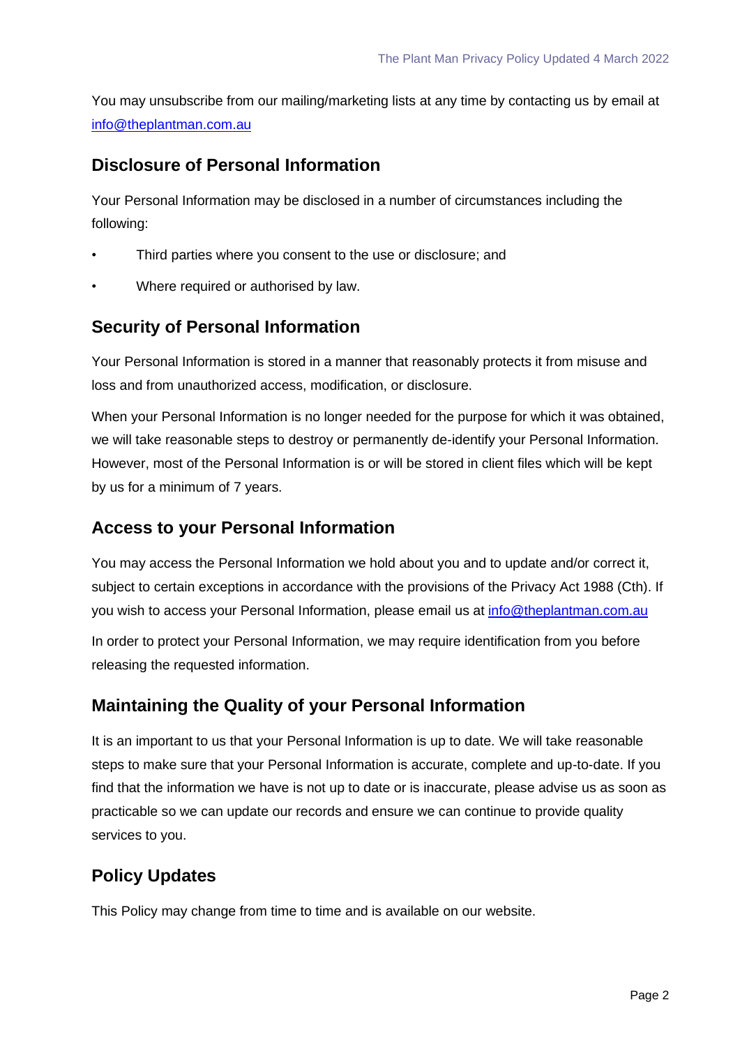You may unsubscribe from our mailing/marketing lists at any time by contacting us by email at info@theplantman.com.au

## Disclosure of Personal Information

Your Personal Information may be disclosed in a number of circumstances including the following:

- Third parties where you consent to the use or disclosure; and
- Where required or authorised by law.

## Security of Personal Information

Your Personal Information is stored in a manner that reasonably protects it from misuse and loss and from unauthorized access, modification, or disclosure.

When your Personal Information is no longer needed for the purpose for which it was obtained, we will take reasonable steps to destroy or permanently de-identify your Personal Information. However, most of the Personal Information is or will be stored in client files which will be kept by us for a minimum of 7 years.

## Access to your Personal Information

You may access the Personal Information we hold about you and to update and/or correct it, subject to certain exceptions in accordance with the provisions of the Privacy Act 1988 (Cth). If you wish to access your Personal Information, please email us at info@theplantman.com.au

In order to protect your Personal Information, we may require identification from you before releasing the requested information.

## Maintaining the Quality of your Personal Information

It is an important to us that your Personal Information is up to date. We will take reasonable steps to make sure that your Personal Information is accurate, complete and up-to-date. If you find that the information we have is not up to date or is inaccurate, please advise us as soon as practicable so we can update our records and ensure we can continue to provide quality services to you.

## Policy Updates

This Policy may change from time to time and is available on our website.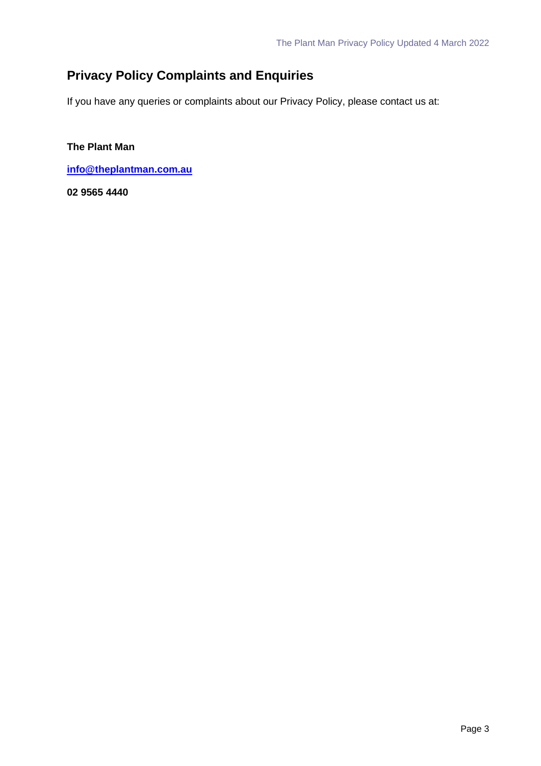## Privacy Policy Complaints and Enquiries

If you have any queries or complaints about our Privacy Policy, please contact us at:

**The Plant Man**

**info@theplantman.com.au**

**02 9565 4440**